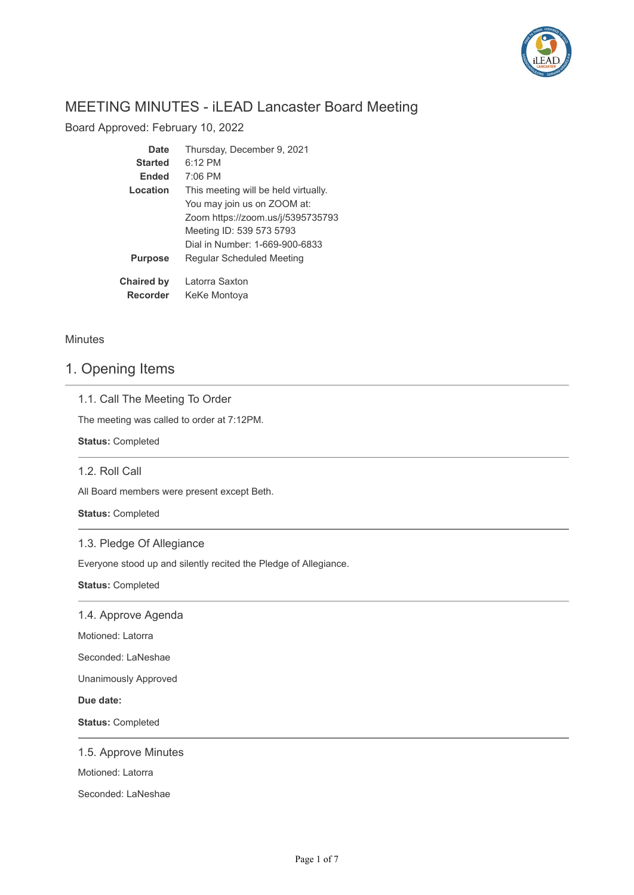# MEETING MINUTES - iLEAD Lancaster Board Meeting

Board Approved: February 10, 2022

| | |
|---|---|
| **Date** | Thursday, December 9, 2021 |
| **Started** | 6:12 PM |
| **Ended** | 7:06 PM |
| **Location** | This meeting will be held virtually.<br>You may join us on ZOOM at:<br>Zoom https://zoom.us/j/5395735793<br>Meeting ID: 539 573 5793<br>Dial in Number: 1-669-900-6833 |
| **Purpose** | Regular Scheduled Meeting |
| **Chaired by** | Latorra Saxton |
| **Recorder** | KeKe Montoya |

Minutes

## 1. Opening Items

### 1.1. Call The Meeting To Order

The meeting was called to order at 7:12PM.

**Status:** Completed

### 1.2. Roll Call

All Board members were present except Beth.

**Status:** Completed

### 1.3. Pledge Of Allegiance

Everyone stood up and silently recited the Pledge of Allegiance.

**Status:** Completed

### 1.4. Approve Agenda

Motioned: Latorra

Seconded: LaNeshae

Unanimously Approved

**Due date:**

**Status:** Completed

### 1.5. Approve Minutes

Motioned: Latorra

Seconded: LaNeshae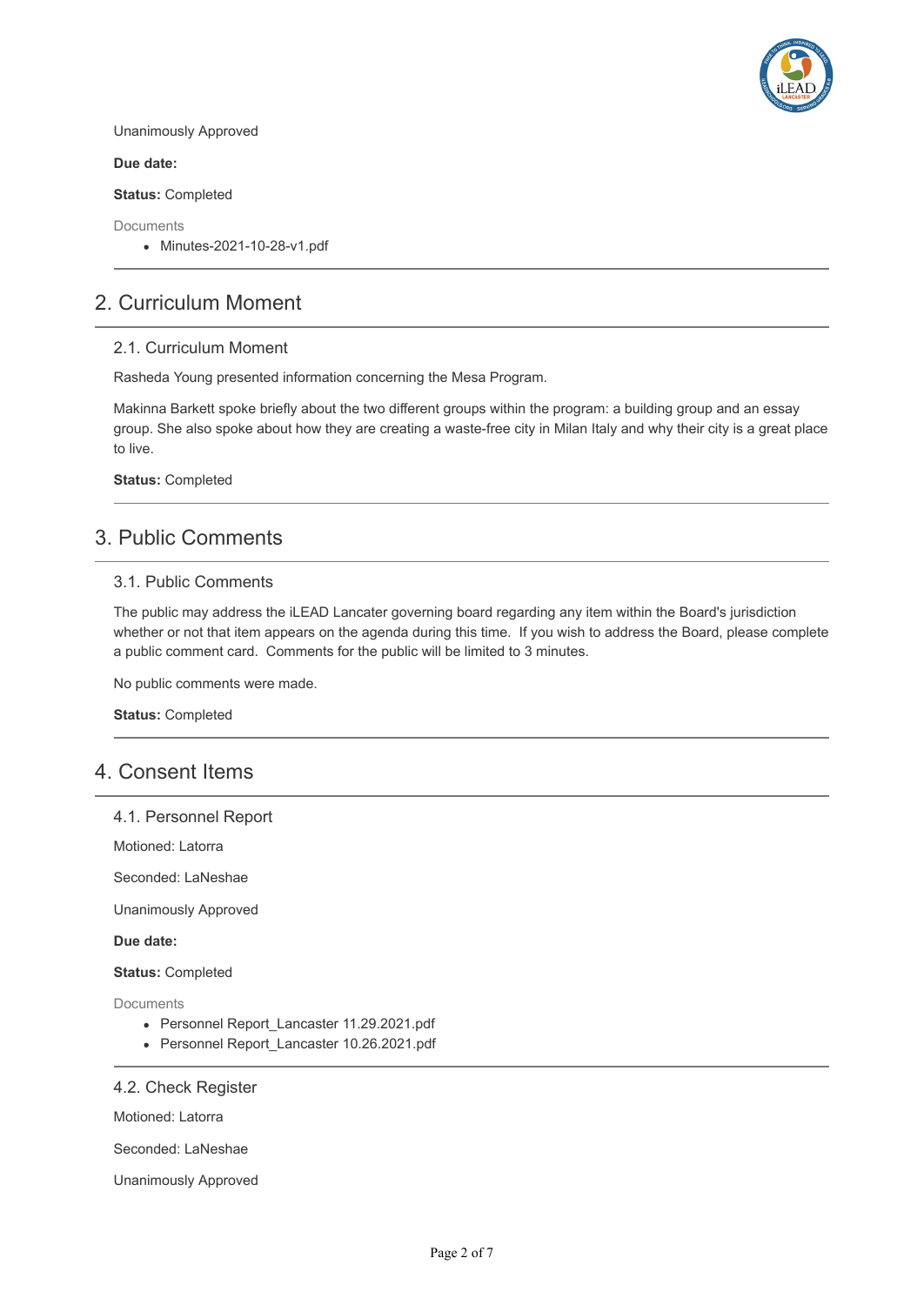Unanimously Approved

**Due date:**

**Status:** Completed

Documents

- Minutes-2021-10-28-v1.pdf

## 2. Curriculum Moment

### 2.1. Curriculum Moment

Rasheda Young presented information concerning the Mesa Program.

Makinna Barkett spoke briefly about the two different groups within the program: a building group and an essay group. She also spoke about how they are creating a waste-free city in Milan Italy and why their city is a great place to live.

**Status:** Completed

## 3. Public Comments

### 3.1. Public Comments

The public may address the iLEAD Lancater governing board regarding any item within the Board's jurisdiction whether or not that item appears on the agenda during this time. If you wish to address the Board, please complete a public comment card. Comments for the public will be limited to 3 minutes.

No public comments were made.

**Status:** Completed

## 4. Consent Items

### 4.1. Personnel Report

Motioned: Latorra

Seconded: LaNeshae

Unanimously Approved

**Due date:**

**Status:** Completed

Documents

- Personnel Report_Lancaster 11.29.2021.pdf
- Personnel Report_Lancaster 10.26.2021.pdf

### 4.2. Check Register

Motioned: Latorra

Seconded: LaNeshae

Unanimously Approved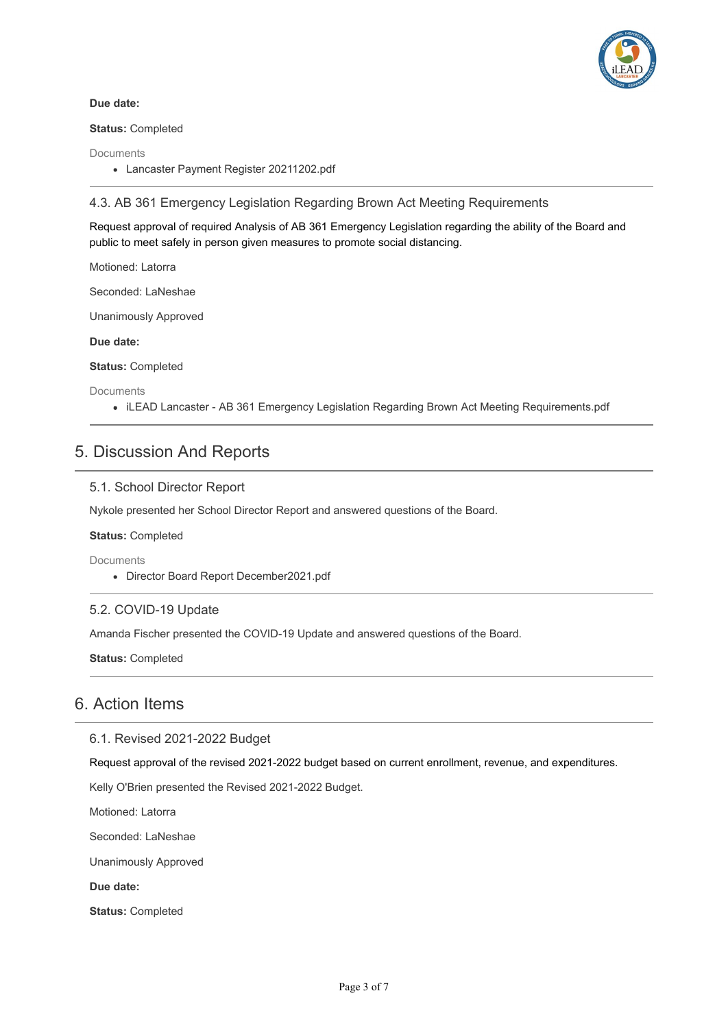**Due date:**

**Status:** Completed

Documents

- Lancaster Payment Register 20211202.pdf

---

### 4.3. AB 361 Emergency Legislation Regarding Brown Act Meeting Requirements

Request approval of required Analysis of AB 361 Emergency Legislation regarding the ability of the Board and public to meet safely in person given measures to promote social distancing.

Motioned: Latorra

Seconded: LaNeshae

Unanimously Approved

**Due date:**

**Status:** Completed

Documents

- iLEAD Lancaster - AB 361 Emergency Legislation Regarding Brown Act Meeting Requirements.pdf

---

## 5. Discussion And Reports

### 5.1. School Director Report

Nykole presented her School Director Report and answered questions of the Board.

**Status:** Completed

Documents

- Director Board Report December2021.pdf

---

### 5.2. COVID-19 Update

Amanda Fischer presented the COVID-19 Update and answered questions of the Board.

**Status:** Completed

---

## 6. Action Items

### 6.1. Revised 2021-2022 Budget

Request approval of the revised 2021-2022 budget based on current enrollment, revenue, and expenditures.

Kelly O'Brien presented the Revised 2021-2022 Budget.

Motioned: Latorra

Seconded: LaNeshae

Unanimously Approved

**Due date:**

**Status:** Completed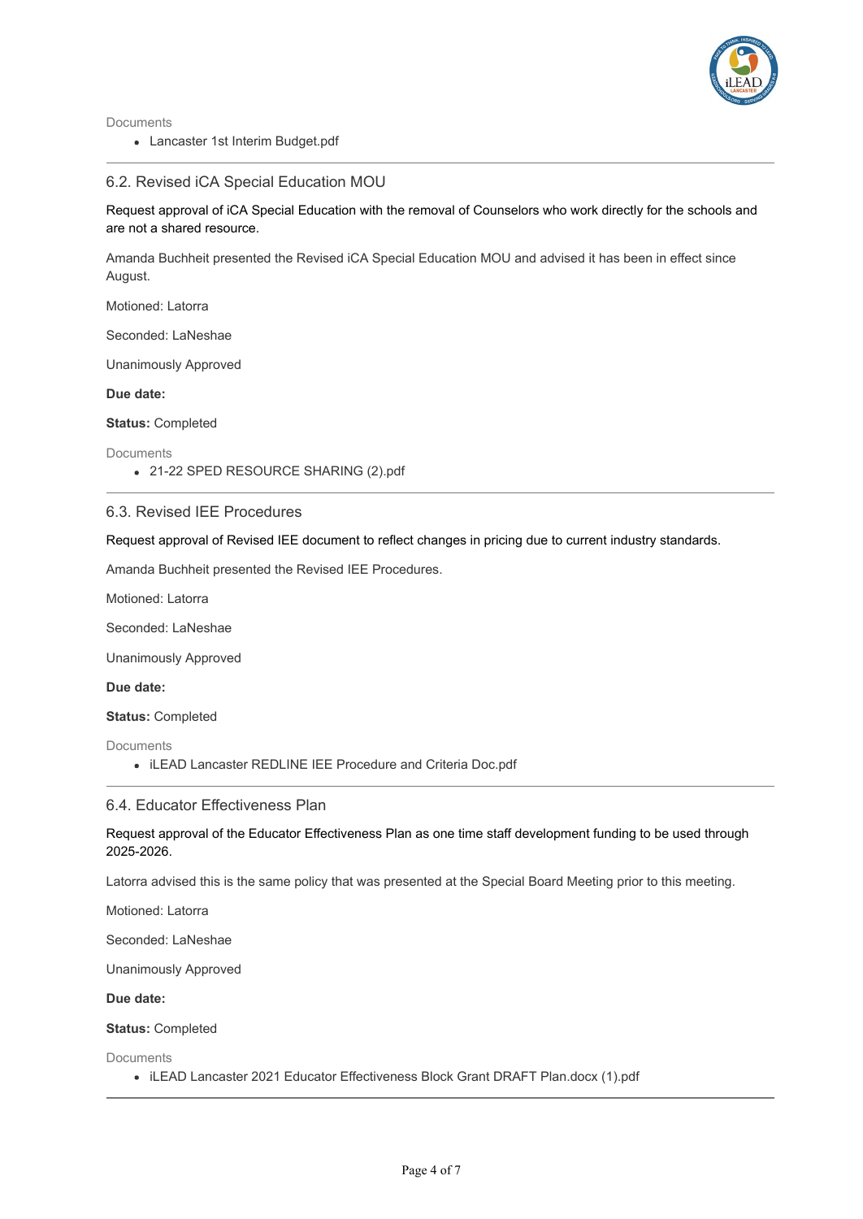Documents

- Lancaster 1st Interim Budget.pdf

---

### 6.2. Revised iCA Special Education MOU

Request approval of iCA Special Education with the removal of Counselors who work directly for the schools and are not a shared resource.

Amanda Buchheit presented the Revised iCA Special Education MOU and advised it has been in effect since August.

Motioned: Latorra

Seconded: LaNeshae

Unanimously Approved

**Due date:**

**Status:** Completed

Documents

- 21-22 SPED RESOURCE SHARING (2).pdf

---

### 6.3. Revised IEE Procedures

Request approval of Revised IEE document to reflect changes in pricing due to current industry standards.

Amanda Buchheit presented the Revised IEE Procedures.

Motioned: Latorra

Seconded: LaNeshae

Unanimously Approved

**Due date:**

**Status:** Completed

Documents

- iLEAD Lancaster REDLINE IEE Procedure and Criteria Doc.pdf

---

### 6.4. Educator Effectiveness Plan

Request approval of the Educator Effectiveness Plan as one time staff development funding to be used through 2025-2026.

Latorra advised this is the same policy that was presented at the Special Board Meeting prior to this meeting.

Motioned: Latorra

Seconded: LaNeshae

Unanimously Approved

**Due date:**

**Status:** Completed

Documents

- iLEAD Lancaster 2021 Educator Effectiveness Block Grant DRAFT Plan.docx (1).pdf

---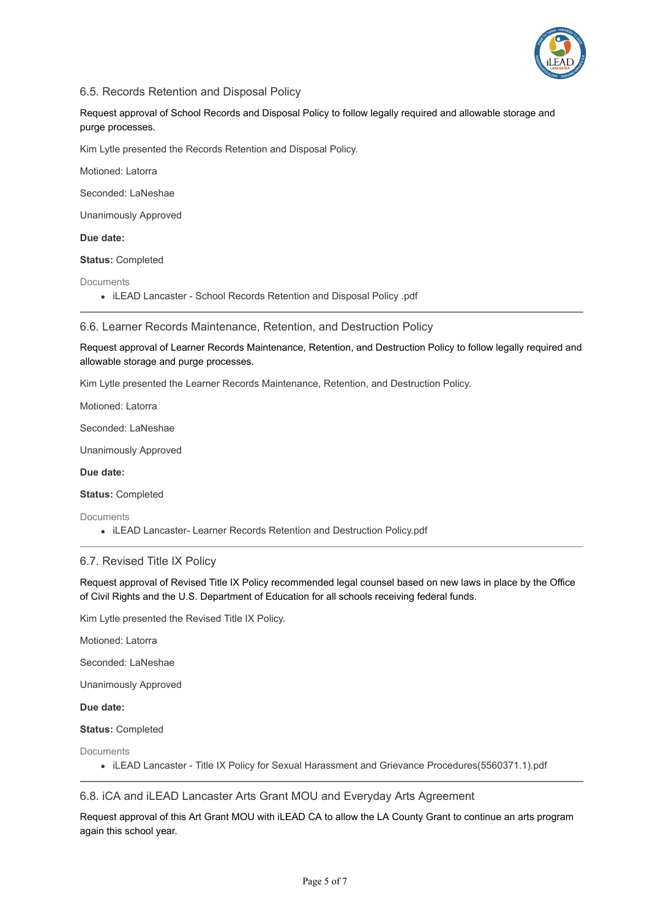## 6.5. Records Retention and Disposal Policy

Request approval of School Records and Disposal Policy to follow legally required and allowable storage and purge processes.

Kim Lytle presented the Records Retention and Disposal Policy.

Motioned: Latorra

Seconded: LaNeshae

Unanimously Approved

**Due date:**

**Status:** Completed

Documents

- iLEAD Lancaster - School Records Retention and Disposal Policy .pdf

---

## 6.6. Learner Records Maintenance, Retention, and Destruction Policy

Request approval of Learner Records Maintenance, Retention, and Destruction Policy to follow legally required and allowable storage and purge processes.

Kim Lytle presented the Learner Records Maintenance, Retention, and Destruction Policy.

Motioned: Latorra

Seconded: LaNeshae

Unanimously Approved

**Due date:**

**Status:** Completed

Documents

- iLEAD Lancaster- Learner Records Retention and Destruction Policy.pdf

---

## 6.7. Revised Title IX Policy

Request approval of Revised Title IX Policy recommended legal counsel based on new laws in place by the Office of Civil Rights and the U.S. Department of Education for all schools receiving federal funds.

Kim Lytle presented the Revised Title IX Policy.

Motioned: Latorra

Seconded: LaNeshae

Unanimously Approved

**Due date:**

**Status:** Completed

Documents

- iLEAD Lancaster - Title IX Policy for Sexual Harassment and Grievance Procedures(5560371.1).pdf

---

## 6.8. iCA and iLEAD Lancaster Arts Grant MOU and Everyday Arts Agreement

Request approval of this Art Grant MOU with iLEAD CA to allow the LA County Grant to continue an arts program again this school year.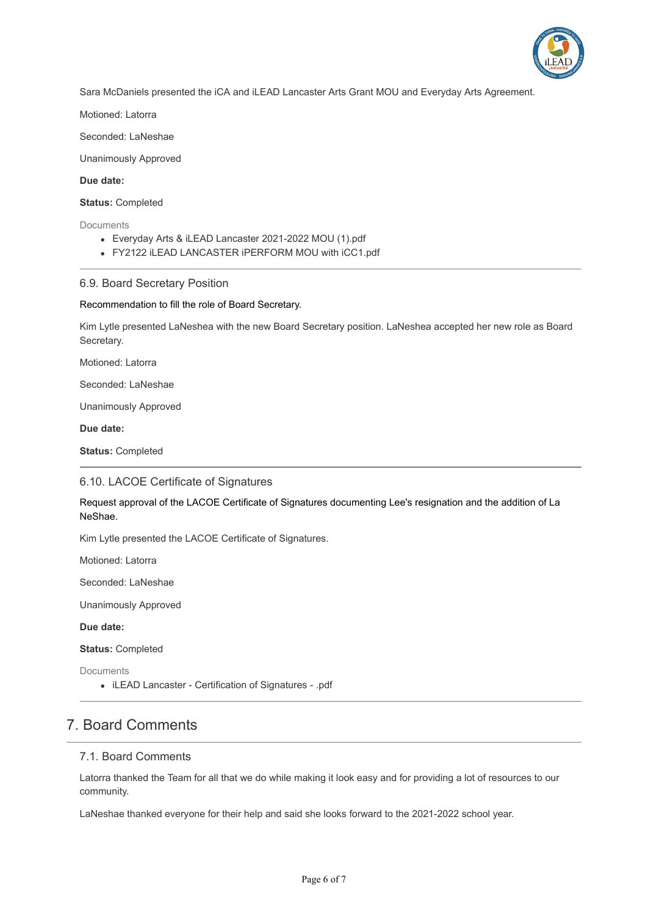Sara McDaniels presented the iCA and iLEAD Lancaster Arts Grant MOU and Everyday Arts Agreement.

Motioned: Latorra

Seconded: LaNeshae

Unanimously Approved

**Due date:**

**Status:** Completed

Documents

- Everyday Arts & iLEAD Lancaster 2021-2022 MOU (1).pdf
- FY2122 iLEAD LANCASTER iPERFORM MOU with iCC1.pdf

---

### 6.9. Board Secretary Position

Recommendation to fill the role of Board Secretary.

Kim Lytle presented LaNeshea with the new Board Secretary position. LaNeshea accepted her new role as Board Secretary.

Motioned: Latorra

Seconded: LaNeshae

Unanimously Approved

**Due date:**

**Status:** Completed

---

### 6.10. LACOE Certificate of Signatures

Request approval of the LACOE Certificate of Signatures documenting Lee's resignation and the addition of La NeShae.

Kim Lytle presented the LACOE Certificate of Signatures.

Motioned: Latorra

Seconded: LaNeshae

Unanimously Approved

**Due date:**

**Status:** Completed

Documents

- iLEAD Lancaster - Certification of Signatures - .pdf

---

## 7. Board Comments

### 7.1. Board Comments

Latorra thanked the Team for all that we do while making it look easy and for providing a lot of resources to our community.

LaNeshae thanked everyone for their help and said she looks forward to the 2021-2022 school year.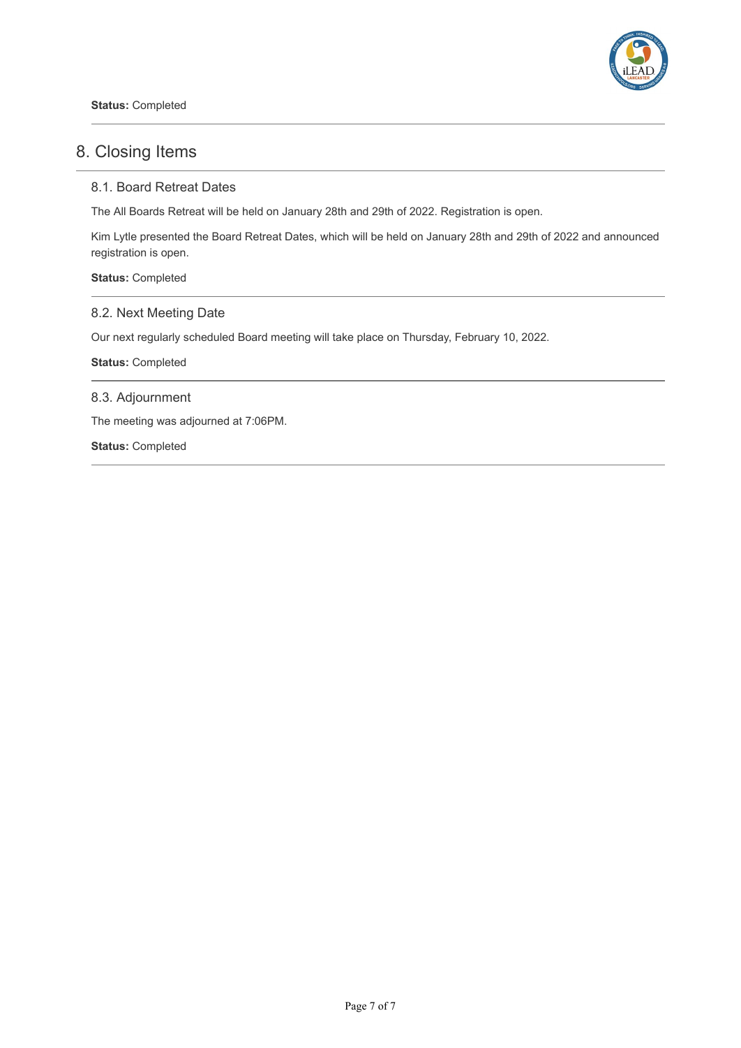**Status:** Completed

## 8. Closing Items

### 8.1. Board Retreat Dates

The All Boards Retreat will be held on January 28th and 29th of 2022. Registration is open.

Kim Lytle presented the Board Retreat Dates, which will be held on January 28th and 29th of 2022 and announced registration is open.

**Status:** Completed

### 8.2. Next Meeting Date

Our next regularly scheduled Board meeting will take place on Thursday, February 10, 2022.

**Status:** Completed

### 8.3. Adjournment

The meeting was adjourned at 7:06PM.

**Status:** Completed